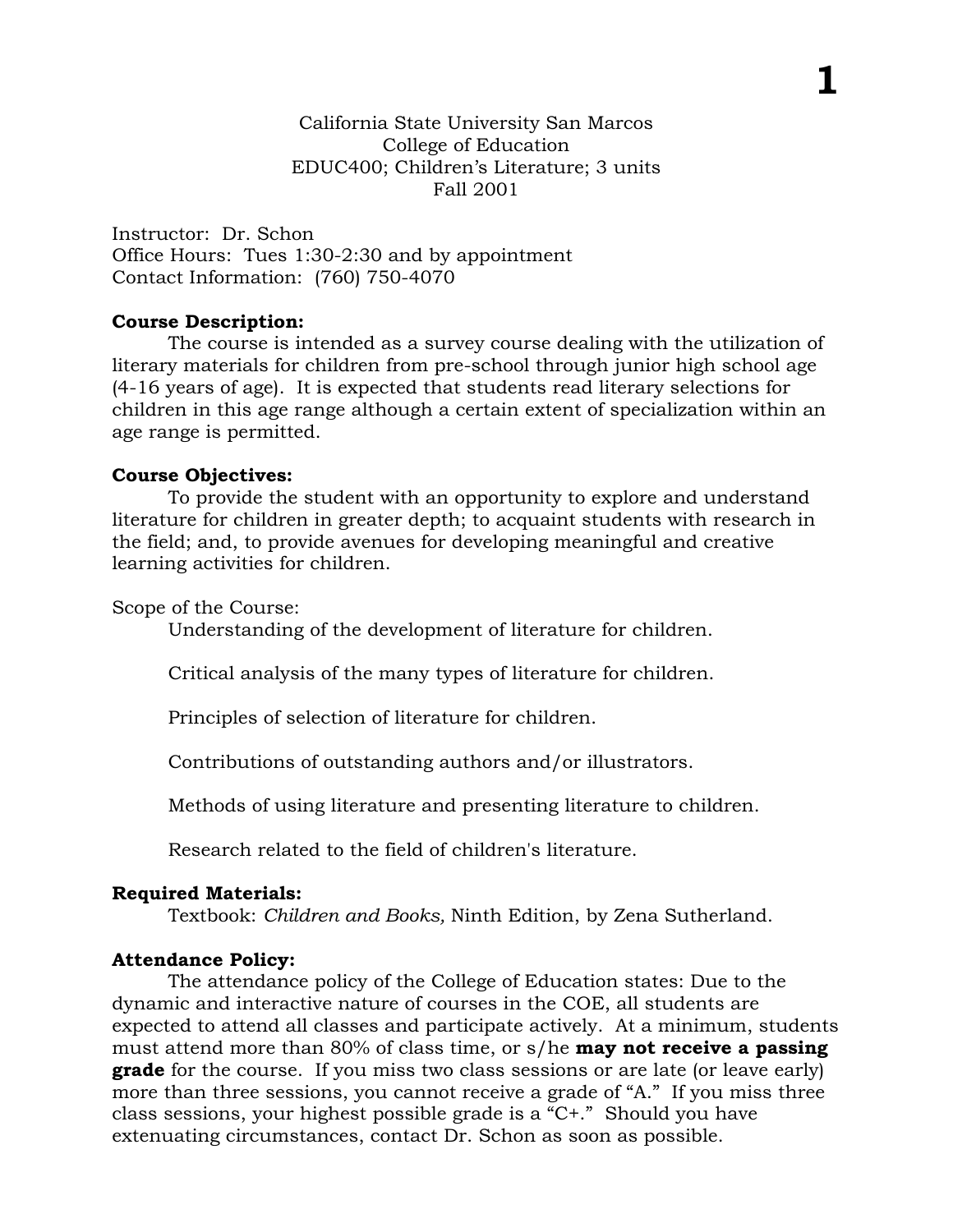California State University San Marcos
College of Education
EDUC400; Children's Literature; 3 units
Fall 2001

Instructor: Dr. Schon
Office Hours: Tues 1:30-2:30 and by appointment
Contact Information: (760) 750-4070

**Course Description:**

The course is intended as a survey course dealing with the utilization of literary materials for children from pre-school through junior high school age (4-16 years of age). It is expected that students read literary selections for children in this age range although a certain extent of specialization within an age range is permitted.

**Course Objectives:**

To provide the student with an opportunity to explore and understand literature for children in greater depth; to acquaint students with research in the field; and, to provide avenues for developing meaningful and creative learning activities for children.

Scope of the Course:

Understanding of the development of literature for children.

Critical analysis of the many types of literature for children.

Principles of selection of literature for children.

Contributions of outstanding authors and/or illustrators.

Methods of using literature and presenting literature to children.

Research related to the field of children's literature.

**Required Materials:**

Textbook: *Children and Books,* Ninth Edition, by Zena Sutherland.

**Attendance Policy:**

The attendance policy of the College of Education states: Due to the dynamic and interactive nature of courses in the COE, all students are expected to attend all classes and participate actively. At a minimum, students must attend more than 80% of class time, or s/he **may not receive a passing grade** for the course. If you miss two class sessions or are late (or leave early) more than three sessions, you cannot receive a grade of "A." If you miss three class sessions, your highest possible grade is a "C+." Should you have extenuating circumstances, contact Dr. Schon as soon as possible.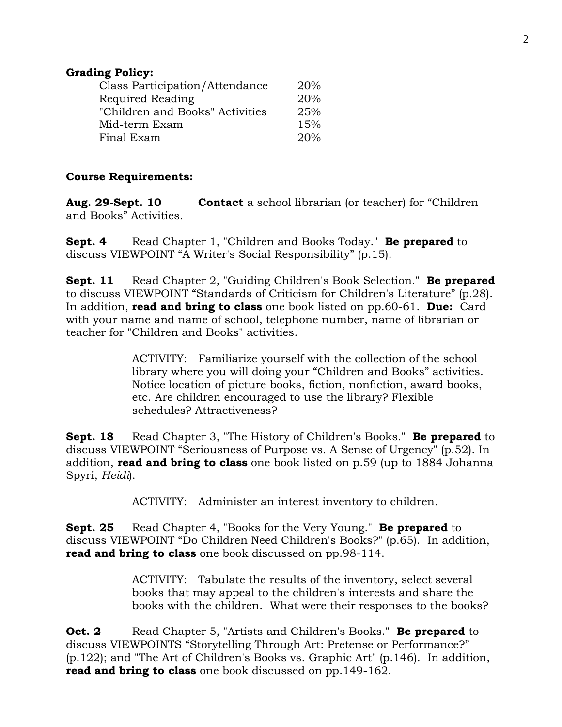**Grading Policy:**

| | |
|---|---|
| Class Participation/Attendance | 20% |
| Required Reading | 20% |
| "Children and Books" Activities | 25% |
| Mid-term Exam | 15% |
| Final Exam | 20% |

**Course Requirements:**

**Aug. 29-Sept. 10** **Contact** a school librarian (or teacher) for "Children and Books" Activities.

**Sept. 4** Read Chapter 1, "Children and Books Today." **Be prepared** to discuss VIEWPOINT "A Writer's Social Responsibility" (p.15).

**Sept. 11** Read Chapter 2, "Guiding Children's Book Selection." **Be prepared** to discuss VIEWPOINT "Standards of Criticism for Children's Literature" (p.28). In addition, **read and bring to class** one book listed on pp.60-61. **Due:** Card with your name and name of school, telephone number, name of librarian or teacher for "Children and Books" activities.

> ACTIVITY: Familiarize yourself with the collection of the school library where you will doing your "Children and Books" activities. Notice location of picture books, fiction, nonfiction, award books, etc. Are children encouraged to use the library? Flexible schedules? Attractiveness?

**Sept. 18** Read Chapter 3, "The History of Children's Books." **Be prepared** to discuss VIEWPOINT "Seriousness of Purpose vs. A Sense of Urgency" (p.52). In addition, **read and bring to class** one book listed on p.59 (up to 1884 Johanna Spyri, *Heidi*).

> ACTIVITY: Administer an interest inventory to children.

**Sept. 25** Read Chapter 4, "Books for the Very Young." **Be prepared** to discuss VIEWPOINT "Do Children Need Children's Books?" (p.65). In addition, **read and bring to class** one book discussed on pp.98-114.

> ACTIVITY: Tabulate the results of the inventory, select several books that may appeal to the children's interests and share the books with the children. What were their responses to the books?

**Oct. 2** Read Chapter 5, "Artists and Children's Books." **Be prepared** to discuss VIEWPOINTS "Storytelling Through Art: Pretense or Performance?" (p.122); and "The Art of Children's Books vs. Graphic Art" (p.146). In addition, **read and bring to class** one book discussed on pp.149-162.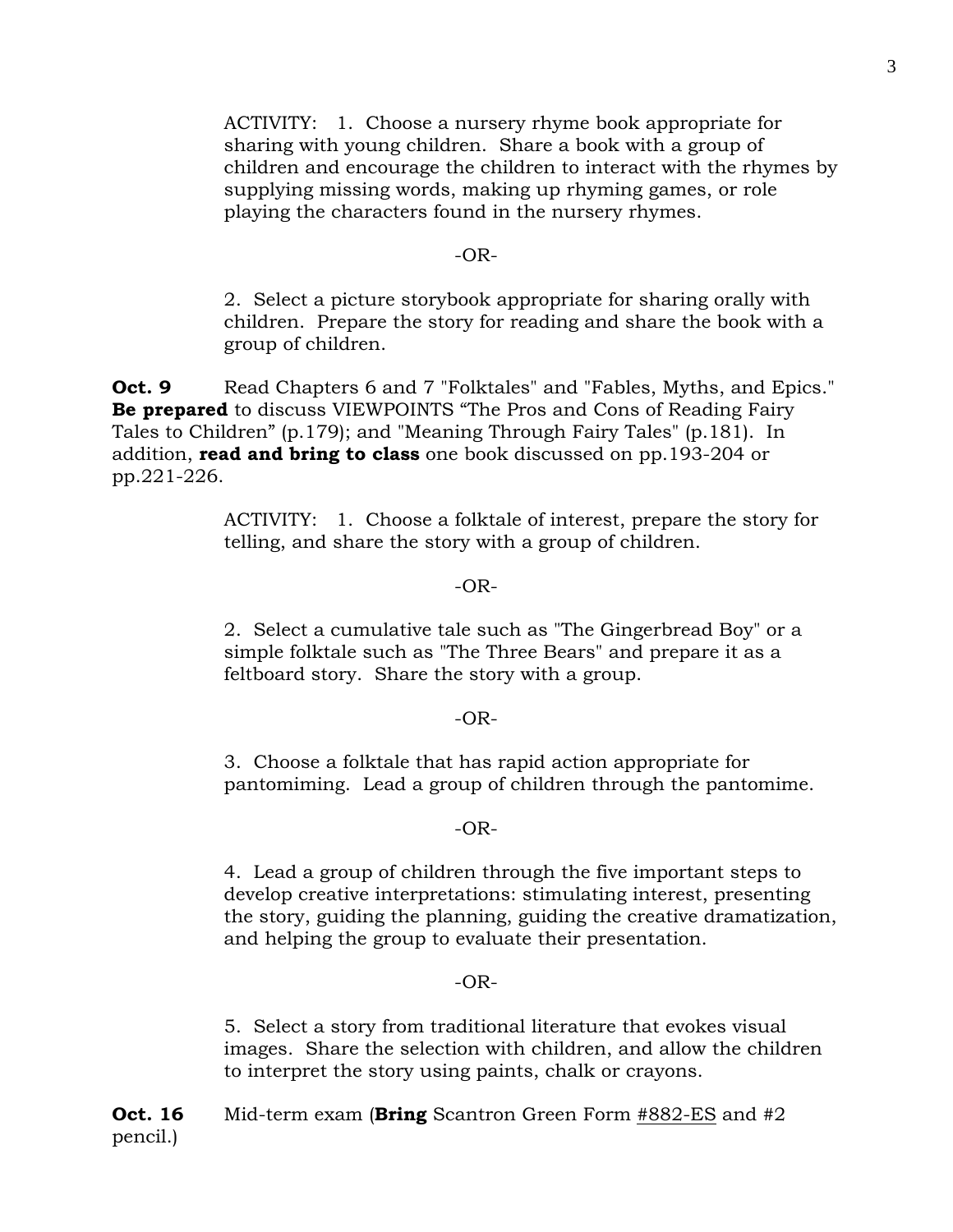ACTIVITY: 1. Choose a nursery rhyme book appropriate for sharing with young children. Share a book with a group of children and encourage the children to interact with the rhymes by supplying missing words, making up rhyming games, or role playing the characters found in the nursery rhymes.

-OR-

2. Select a picture storybook appropriate for sharing orally with children. Prepare the story for reading and share the book with a group of children.

**Oct. 9** Read Chapters 6 and 7 "Folktales" and "Fables, Myths, and Epics." **Be prepared** to discuss VIEWPOINTS "The Pros and Cons of Reading Fairy Tales to Children" (p.179); and "Meaning Through Fairy Tales" (p.181). In addition, **read and bring to class** one book discussed on pp.193-204 or pp.221-226.

ACTIVITY: 1. Choose a folktale of interest, prepare the story for telling, and share the story with a group of children.

-OR-

2. Select a cumulative tale such as "The Gingerbread Boy" or a simple folktale such as "The Three Bears" and prepare it as a feltboard story. Share the story with a group.

-OR-

3. Choose a folktale that has rapid action appropriate for pantomiming. Lead a group of children through the pantomime.

-OR-

4. Lead a group of children through the five important steps to develop creative interpretations: stimulating interest, presenting the story, guiding the planning, guiding the creative dramatization, and helping the group to evaluate their presentation.

-OR-

5. Select a story from traditional literature that evokes visual images. Share the selection with children, and allow the children to interpret the story using paints, chalk or crayons.

**Oct. 16** Mid-term exam (**Bring** Scantron Green Form #882-ES and #2 pencil.)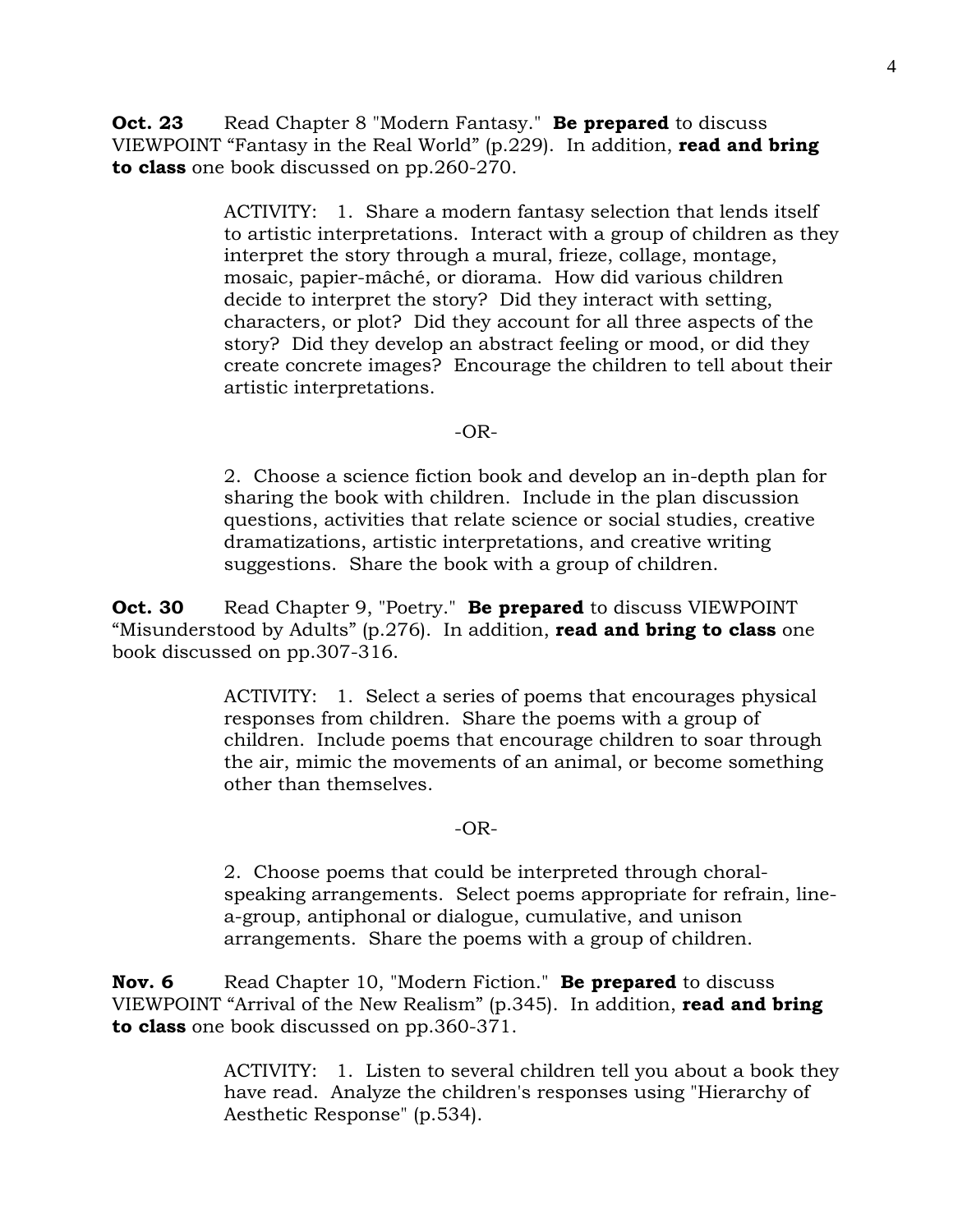**Oct. 23** Read Chapter 8 "Modern Fantasy." **Be prepared** to discuss VIEWPOINT "Fantasy in the Real World" (p.229). In addition, **read and bring to class** one book discussed on pp.260-270.

> ACTIVITY: 1. Share a modern fantasy selection that lends itself to artistic interpretations. Interact with a group of children as they interpret the story through a mural, frieze, collage, montage, mosaic, papier-mâché, or diorama. How did various children decide to interpret the story? Did they interact with setting, characters, or plot? Did they account for all three aspects of the story? Did they develop an abstract feeling or mood, or did they create concrete images? Encourage the children to tell about their artistic interpretations.
>
> -OR-
>
> 2. Choose a science fiction book and develop an in-depth plan for sharing the book with children. Include in the plan discussion questions, activities that relate science or social studies, creative dramatizations, artistic interpretations, and creative writing suggestions. Share the book with a group of children.

**Oct. 30** Read Chapter 9, "Poetry." **Be prepared** to discuss VIEWPOINT "Misunderstood by Adults" (p.276). In addition, **read and bring to class** one book discussed on pp.307-316.

> ACTIVITY: 1. Select a series of poems that encourages physical responses from children. Share the poems with a group of children. Include poems that encourage children to soar through the air, mimic the movements of an animal, or become something other than themselves.
>
> -OR-
>
> 2. Choose poems that could be interpreted through choral-speaking arrangements. Select poems appropriate for refrain, line-a-group, antiphonal or dialogue, cumulative, and unison arrangements. Share the poems with a group of children.

**Nov. 6** Read Chapter 10, "Modern Fiction." **Be prepared** to discuss VIEWPOINT "Arrival of the New Realism" (p.345). In addition, **read and bring to class** one book discussed on pp.360-371.

> ACTIVITY: 1. Listen to several children tell you about a book they have read. Analyze the children's responses using "Hierarchy of Aesthetic Response" (p.534).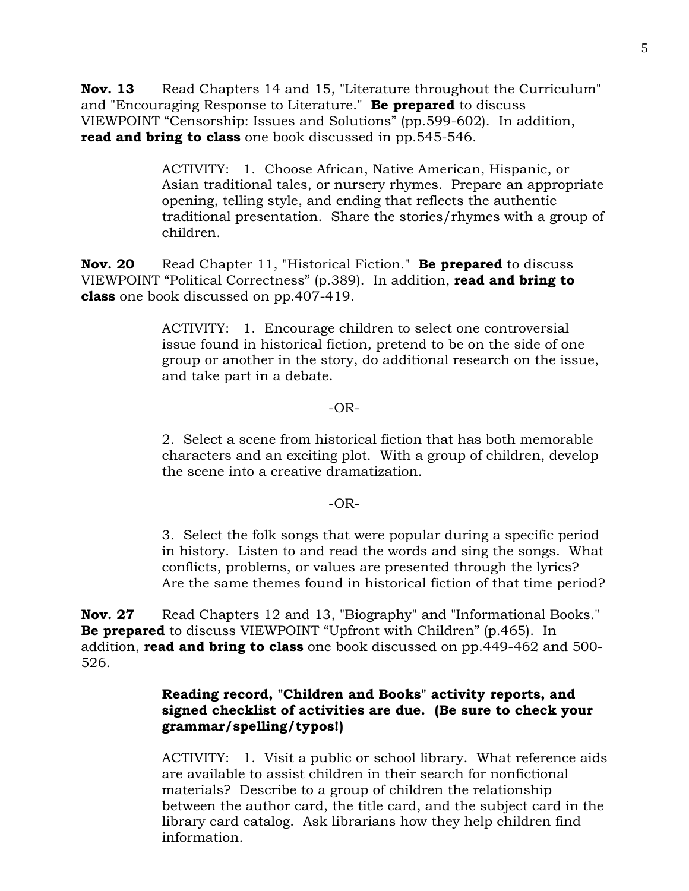**Nov. 13** Read Chapters 14 and 15, "Literature throughout the Curriculum" and "Encouraging Response to Literature." **Be prepared** to discuss VIEWPOINT “Censorship: Issues and Solutions” (pp.599-602). In addition, **read and bring to class** one book discussed in pp.545-546.

> ACTIVITY: 1. Choose African, Native American, Hispanic, or Asian traditional tales, or nursery rhymes. Prepare an appropriate opening, telling style, and ending that reflects the authentic traditional presentation. Share the stories/rhymes with a group of children.

**Nov. 20** Read Chapter 11, "Historical Fiction." **Be prepared** to discuss VIEWPOINT “Political Correctness” (p.389). In addition, **read and bring to class** one book discussed on pp.407-419.

> ACTIVITY: 1. Encourage children to select one controversial issue found in historical fiction, pretend to be on the side of one group or another in the story, do additional research on the issue, and take part in a debate.
>
> -OR-
>
> 2. Select a scene from historical fiction that has both memorable characters and an exciting plot. With a group of children, develop the scene into a creative dramatization.
>
> -OR-
>
> 3. Select the folk songs that were popular during a specific period in history. Listen to and read the words and sing the songs. What conflicts, problems, or values are presented through the lyrics? Are the same themes found in historical fiction of that time period?

**Nov. 27** Read Chapters 12 and 13, "Biography" and "Informational Books." **Be prepared** to discuss VIEWPOINT “Upfront with Children” (p.465). In addition, **read and bring to class** one book discussed on pp.449-462 and 500-526.

> **Reading record, "Children and Books" activity reports, and signed checklist of activities are due. (Be sure to check your grammar/spelling/typos!)**
>
> ACTIVITY: 1. Visit a public or school library. What reference aids are available to assist children in their search for nonfictional materials? Describe to a group of children the relationship between the author card, the title card, and the subject card in the library card catalog. Ask librarians how they help children find information.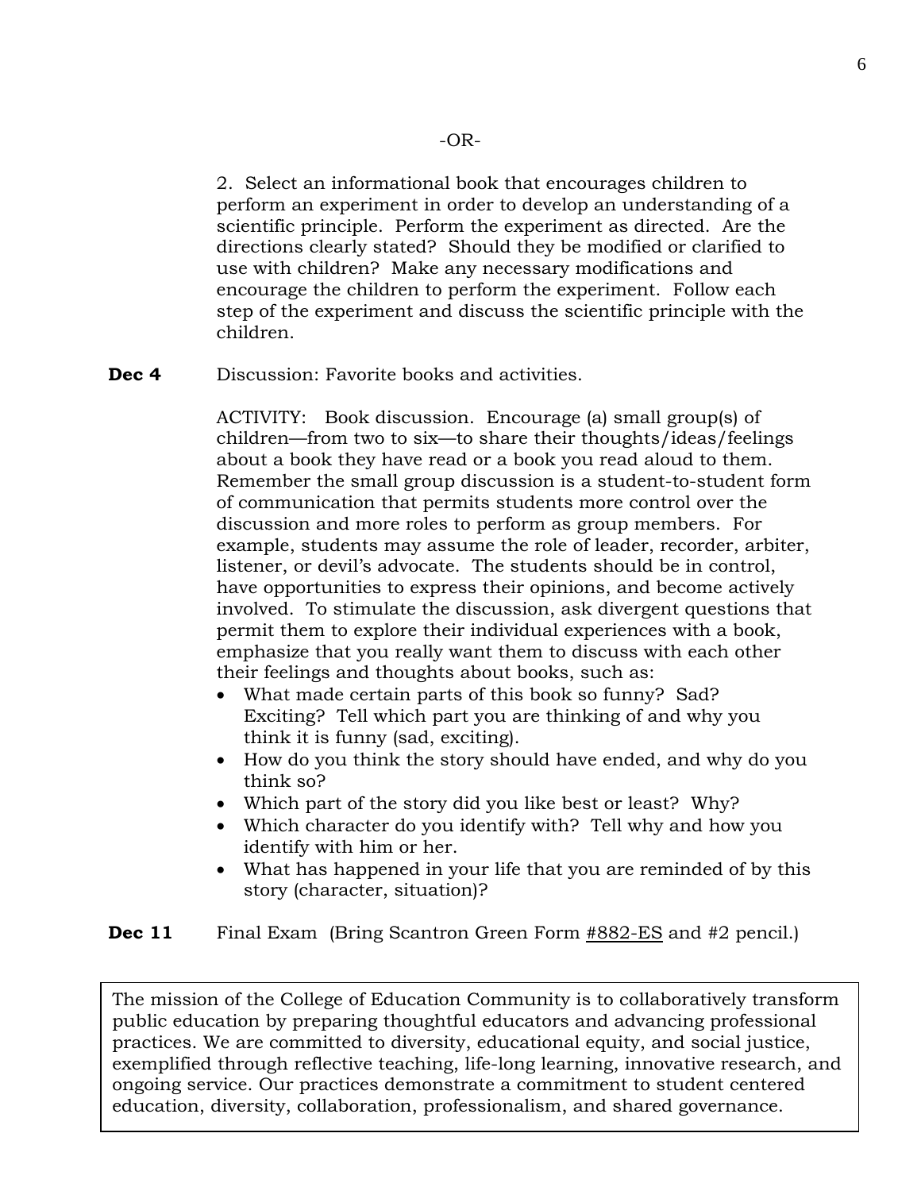-OR-

2. Select an informational book that encourages children to perform an experiment in order to develop an understanding of a scientific principle. Perform the experiment as directed. Are the directions clearly stated? Should they be modified or clarified to use with children? Make any necessary modifications and encourage the children to perform the experiment. Follow each step of the experiment and discuss the scientific principle with the children.

**Dec 4** Discussion: Favorite books and activities.

ACTIVITY: Book discussion. Encourage (a) small group(s) of children—from two to six—to share their thoughts/ideas/feelings about a book they have read or a book you read aloud to them. Remember the small group discussion is a student-to-student form of communication that permits students more control over the discussion and more roles to perform as group members. For example, students may assume the role of leader, recorder, arbiter, listener, or devil's advocate. The students should be in control, have opportunities to express their opinions, and become actively involved. To stimulate the discussion, ask divergent questions that permit them to explore their individual experiences with a book, emphasize that you really want them to discuss with each other their feelings and thoughts about books, such as:

- What made certain parts of this book so funny? Sad? Exciting? Tell which part you are thinking of and why you think it is funny (sad, exciting).
- How do you think the story should have ended, and why do you think so?
- Which part of the story did you like best or least? Why?
- Which character do you identify with? Tell why and how you identify with him or her.
- What has happened in your life that you are reminded of by this story (character, situation)?

**Dec 11** Final Exam (Bring Scantron Green Form <u>#882-ES</u> and #2 pencil.)

The mission of the College of Education Community is to collaboratively transform public education by preparing thoughtful educators and advancing professional practices. We are committed to diversity, educational equity, and social justice, exemplified through reflective teaching, life-long learning, innovative research, and ongoing service. Our practices demonstrate a commitment to student centered education, diversity, collaboration, professionalism, and shared governance.